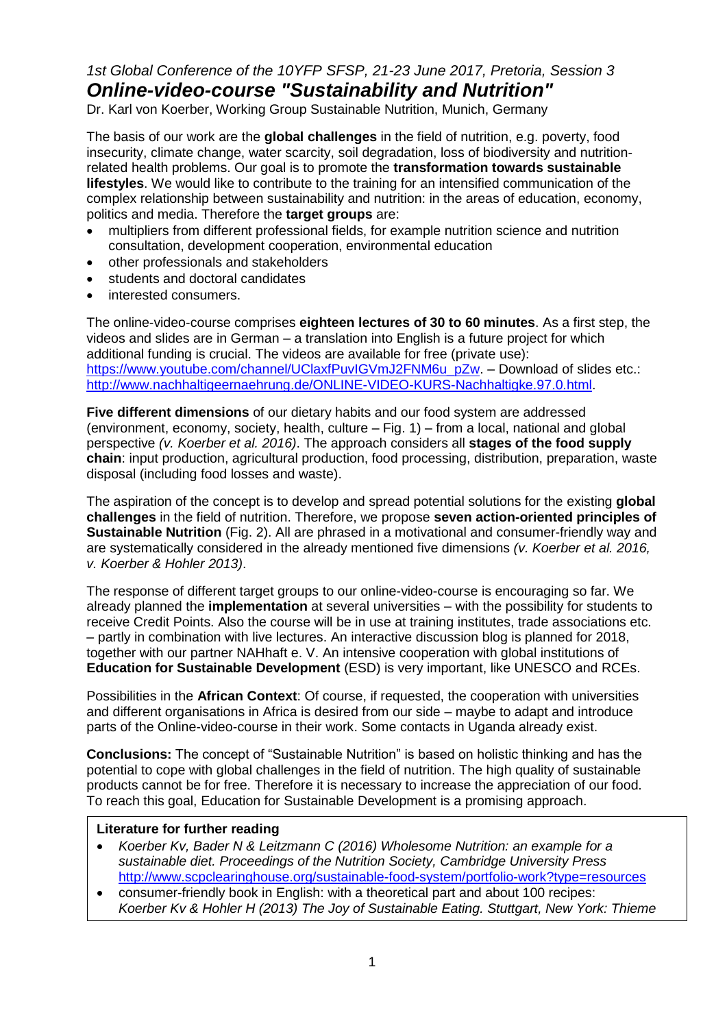*1st Global Conference of the 10YFP SFSP, 21-23 June 2017, Pretoria, Session 3*

# *Online-video-course "Sustainability and Nutrition"*

Dr. Karl von Koerber, Working Group Sustainable Nutrition, Munich, Germany

The basis of our work are the **global challenges** in the field of nutrition, e.g. poverty, food insecurity, climate change, water scarcity, soil degradation, loss of biodiversity and nutrition-related health problems. Our goal is to promote the **transformation towards sustainable lifestyles**. We would like to contribute to the training for an intensified communication of the complex relationship between sustainability and nutrition: in the areas of education, economy, politics and media. Therefore the **target groups** are:

- multipliers from different professional fields, for example nutrition science and nutrition consultation, development cooperation, environmental education
- other professionals and stakeholders
- students and doctoral candidates
- interested consumers.

The online-video-course comprises **eighteen lectures of 30 to 60 minutes**. As a first step, the videos and slides are in German – a translation into English is a future project for which additional funding is crucial. The videos are available for free (private use): https://www.youtube.com/channel/UClaxfPuvIGVmJ2FNM6u_pZw. – Download of slides etc.: http://www.nachhaltigeernaehrung.de/ONLINE-VIDEO-KURS-Nachhaltigke.97.0.html.

**Five different dimensions** of our dietary habits and our food system are addressed (environment, economy, society, health, culture – Fig. 1) – from a local, national and global perspective *(v. Koerber et al. 2016)*. The approach considers all **stages of the food supply chain**: input production, agricultural production, food processing, distribution, preparation, waste disposal (including food losses and waste).

The aspiration of the concept is to develop and spread potential solutions for the existing **global challenges** in the field of nutrition. Therefore, we propose **seven action-oriented principles of Sustainable Nutrition** (Fig. 2). All are phrased in a motivational and consumer-friendly way and are systematically considered in the already mentioned five dimensions *(v. Koerber et al. 2016, v. Koerber & Hohler 2013)*.

The response of different target groups to our online-video-course is encouraging so far. We already planned the **implementation** at several universities – with the possibility for students to receive Credit Points. Also the course will be in use at training institutes, trade associations etc. – partly in combination with live lectures. An interactive discussion blog is planned for 2018, together with our partner NAHhaft e. V. An intensive cooperation with global institutions of **Education for Sustainable Development** (ESD) is very important, like UNESCO and RCEs.

Possibilities in the **African Context**: Of course, if requested, the cooperation with universities and different organisations in Africa is desired from our side – maybe to adapt and introduce parts of the Online-video-course in their work. Some contacts in Uganda already exist.

**Conclusions:** The concept of "Sustainable Nutrition" is based on holistic thinking and has the potential to cope with global challenges in the field of nutrition. The high quality of sustainable products cannot be for free. Therefore it is necessary to increase the appreciation of our food. To reach this goal, Education for Sustainable Development is a promising approach.

**Literature for further reading**

- *Koerber Kv, Bader N & Leitzmann C (2016) Wholesome Nutrition: an example for a sustainable diet. Proceedings of the Nutrition Society, Cambridge University Press* http://www.scpclearinghouse.org/sustainable-food-system/portfolio-work?type=resources
- consumer-friendly book in English: with a theoretical part and about 100 recipes: *Koerber Kv & Hohler H (2013) The Joy of Sustainable Eating. Stuttgart, New York: Thieme*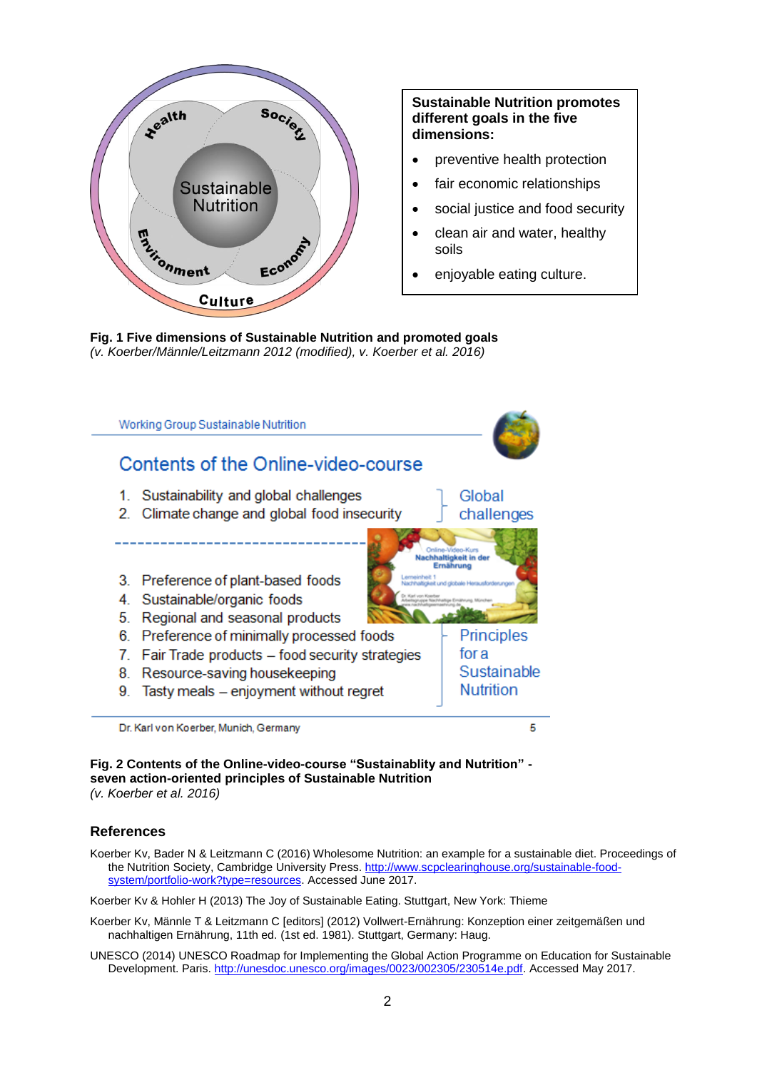Health

Society

Sustainable Nutrition

Environment

Economy

Culture

**Sustainable Nutrition promotes different goals in the five dimensions:**

- preventive health protection
- fair economic relationships
- social justice and food security
- clean air and water, healthy soils
- enjoyable eating culture.

**Fig. 1 Five dimensions of Sustainable Nutrition and promoted goals**
*(v. Koerber/Männle/Leitzmann 2012 (modified), v. Koerber et al. 2016)*

Working Group Sustainable Nutrition

Contents of the Online-video-course

1. Sustainability and global challenges
2. Climate change and global food insecurity

Global challenges

Online-Video-Kurs
Nachhaltigkeit in der Ernährung
Lerneinheit 1
Nachhaltigkeit und globale Herausforderungen

3. Preference of plant-based foods
4. Sustainable/organic foods
5. Regional and seasonal products
6. Preference of minimally processed foods
7. Fair Trade products – food security strategies
8. Resource-saving housekeeping
9. Tasty meals – enjoyment without regret

Principles for a Sustainable Nutrition

Dr. Karl von Koerber, Munich, Germany

5

**Fig. 2 Contents of the Online-video-course "Sustainablity and Nutrition" - seven action-oriented principles of Sustainable Nutrition**
*(v. Koerber et al. 2016)*

## References

Koerber Kv, Bader N & Leitzmann C (2016) Wholesome Nutrition: an example for a sustainable diet. Proceedings of the Nutrition Society, Cambridge University Press. http://www.scpclearinghouse.org/sustainable-food-system/portfolio-work?type=resources. Accessed June 2017.

Koerber Kv & Hohler H (2013) The Joy of Sustainable Eating. Stuttgart, New York: Thieme

Koerber Kv, Männle T & Leitzmann C [editors] (2012) Vollwert-Ernährung: Konzeption einer zeitgemäßen und nachhaltigen Ernährung, 11th ed. (1st ed. 1981). Stuttgart, Germany: Haug.

UNESCO (2014) UNESCO Roadmap for Implementing the Global Action Programme on Education for Sustainable Development. Paris. http://unesdoc.unesco.org/images/0023/002305/230514e.pdf. Accessed May 2017.